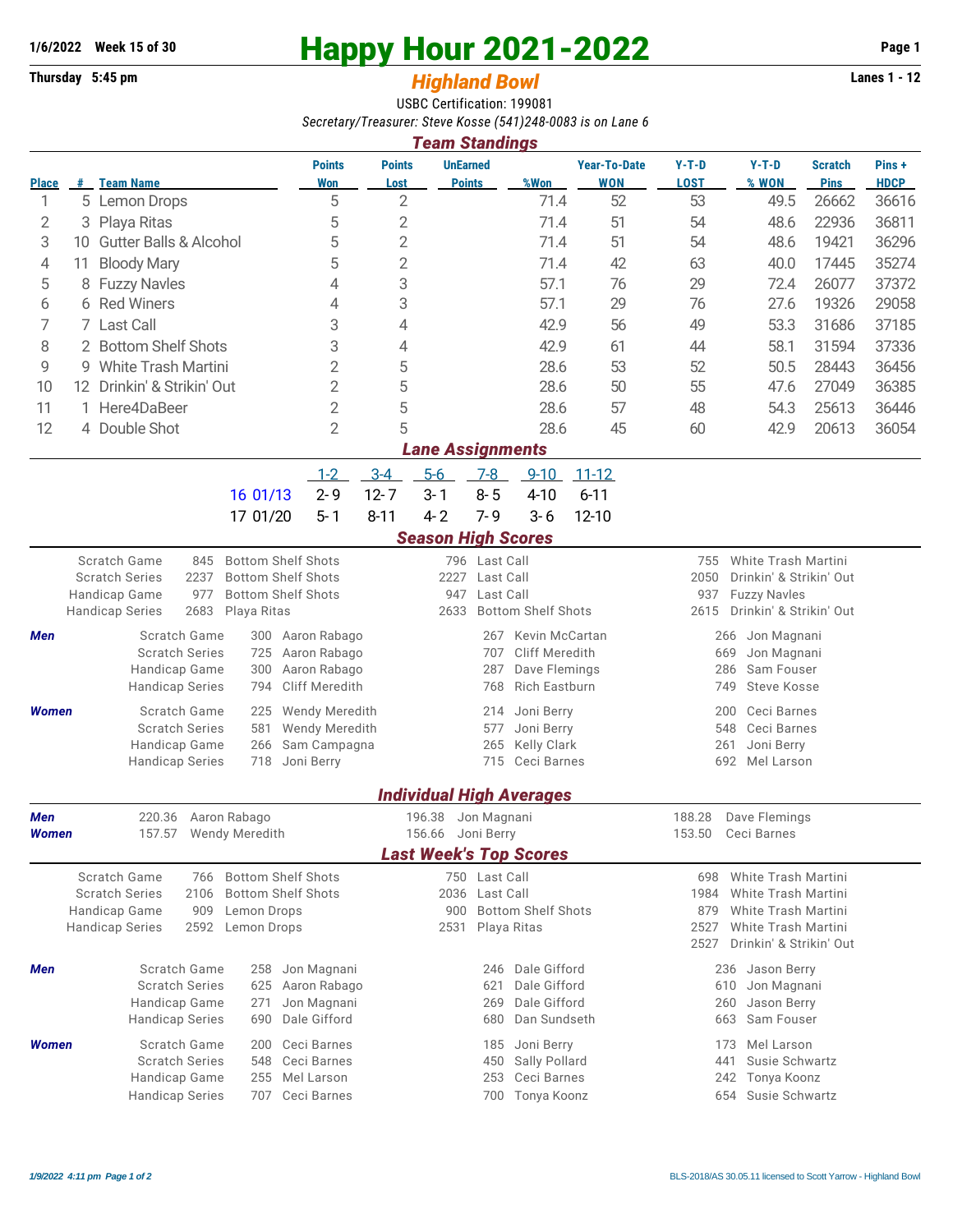**1/6/2022 Week 15 of 30**

**Thursday 5:45 pm**

# Happy Hour 2021-2022

## *Highland Bowl*

**Lanes 1 - 12**

USBC Certification: 199081

*Secretary/Treasurer: Steve Kosse (541)248-0083 is on Lane 6*

### *Team Standings*

| Place | # | Team Name | Points Won | Points Lost | UnEarned Points | %Won | Year-To-Date WON | Y-T-D LOST | Y-T-D % WON | Scratch Pins | Pins + HDCP |
|---|---|---|---|---|---|---|---|---|---|---|---|
| 1 | 5 | Lemon Drops | 5 | 2 | | 71.4 | 52 | 53 | 49.5 | 26662 | 36616 |
| 2 | 3 | Playa Ritas | 5 | 2 | | 71.4 | 51 | 54 | 48.6 | 22936 | 36811 |
| 3 | 10 | Gutter Balls & Alcohol | 5 | 2 | | 71.4 | 51 | 54 | 48.6 | 19421 | 36296 |
| 4 | 11 | Bloody Mary | 5 | 2 | | 71.4 | 42 | 63 | 40.0 | 17445 | 35274 |
| 5 | 8 | Fuzzy Navles | 4 | 3 | | 57.1 | 76 | 29 | 72.4 | 26077 | 37372 |
| 6 | 6 | Red Winers | 4 | 3 | | 57.1 | 29 | 76 | 27.6 | 19326 | 29058 |
| 7 | 7 | Last Call | 3 | 4 | | 42.9 | 56 | 49 | 53.3 | 31686 | 37185 |
| 8 | 2 | Bottom Shelf Shots | 3 | 4 | | 42.9 | 61 | 44 | 58.1 | 31594 | 37336 |
| 9 | 9 | White Trash Martini | 2 | 5 | | 28.6 | 53 | 52 | 50.5 | 28443 | 36456 |
| 10 | 12 | Drinkin' & Strikin' Out | 2 | 5 | | 28.6 | 50 | 55 | 47.6 | 27049 | 36385 |
| 11 | 1 | Here4DaBeer | 2 | 5 | | 28.6 | 57 | 48 | 54.3 | 25613 | 36446 |
| 12 | 4 | Double Shot | 2 | 5 | | 28.6 | 45 | 60 | 42.9 | 20613 | 36054 |

### *Lane Assignments*

| | 1-2 | 3-4 | 5-6 | 7-8 | 9-10 | 11-12 |
|---|---|---|---|---|---|---|
| 16 01/13 | 2-9 | 12-7 | 3-1 | 8-5 | 4-10 | 6-11 |
| 17 01/20 | 5-1 | 8-11 | 4-2 | 7-9 | 3-6 | 12-10 |

### *Season High Scores*

| | | | | | | |
|---|---|---|---|---|---|---|
| Scratch Game | 845 | Bottom Shelf Shots | 796 | Last Call | 755 | White Trash Martini |
| Scratch Series | 2237 | Bottom Shelf Shots | 2227 | Last Call | 2050 | Drinkin' & Strikin' Out |
| Handicap Game | 977 | Bottom Shelf Shots | 947 | Last Call | 937 | Fuzzy Navles |
| Handicap Series | 2683 | Playa Ritas | 2633 | Bottom Shelf Shots | 2615 | Drinkin' & Strikin' Out |

| | | | | | | | |
|---|---|---|---|---|---|---|---|
| ***Men*** | Scratch Game | 300 | Aaron Rabago | 267 | Kevin McCartan | 266 | Jon Magnani |
| | Scratch Series | 725 | Aaron Rabago | 707 | Cliff Meredith | 669 | Jon Magnani |
| | Handicap Game | 300 | Aaron Rabago | 287 | Dave Flemings | 286 | Sam Fouser |
| | Handicap Series | 794 | Cliff Meredith | 768 | Rich Eastburn | 749 | Steve Kosse |
| ***Women*** | Scratch Game | 225 | Wendy Meredith | 214 | Joni Berry | 200 | Ceci Barnes |
| | Scratch Series | 581 | Wendy Meredith | 577 | Joni Berry | 548 | Ceci Barnes |
| | Handicap Game | 266 | Sam Campagna | 265 | Kelly Clark | 261 | Joni Berry |
| | Handicap Series | 718 | Joni Berry | 715 | Ceci Barnes | 692 | Mel Larson |

### *Individual High Averages*

| | | | | | | |
|---|---|---|---|---|---|---|
| ***Men*** | 220.36 | Aaron Rabago | 196.38 | Jon Magnani | 188.28 | Dave Flemings |
| ***Women*** | 157.57 | Wendy Meredith | 156.66 | Joni Berry | 153.50 | Ceci Barnes |

### *Last Week's Top Scores*

| | | | | | | |
|---|---|---|---|---|---|---|
| Scratch Game | 766 | Bottom Shelf Shots | 750 | Last Call | 698 | White Trash Martini |
| Scratch Series | 2106 | Bottom Shelf Shots | 2036 | Last Call | 1984 | White Trash Martini |
| Handicap Game | 909 | Lemon Drops | 900 | Bottom Shelf Shots | 879 | White Trash Martini |
| Handicap Series | 2592 | Lemon Drops | 2531 | Playa Ritas | 2527 | White Trash Martini |
| | | | | | 2527 | Drinkin' & Strikin' Out |

| | | | | | | | |
|---|---|---|---|---|---|---|---|
| ***Men*** | Scratch Game | 258 | Jon Magnani | 246 | Dale Gifford | 236 | Jason Berry |
| | Scratch Series | 625 | Aaron Rabago | 621 | Dale Gifford | 610 | Jon Magnani |
| | Handicap Game | 271 | Jon Magnani | 269 | Dale Gifford | 260 | Jason Berry |
| | Handicap Series | 690 | Dale Gifford | 680 | Dan Sundseth | 663 | Sam Fouser |
| ***Women*** | Scratch Game | 200 | Ceci Barnes | 185 | Joni Berry | 173 | Mel Larson |
| | Scratch Series | 548 | Ceci Barnes | 450 | Sally Pollard | 441 | Susie Schwartz |
| | Handicap Game | 255 | Mel Larson | 253 | Ceci Barnes | 242 | Tonya Koonz |
| | Handicap Series | 707 | Ceci Barnes | 700 | Tonya Koonz | 654 | Susie Schwartz |

*1/9/2022 4:11 pm*

BLS-2018/AS 30.05.11 licensed to Scott Yarrow - Highland Bowl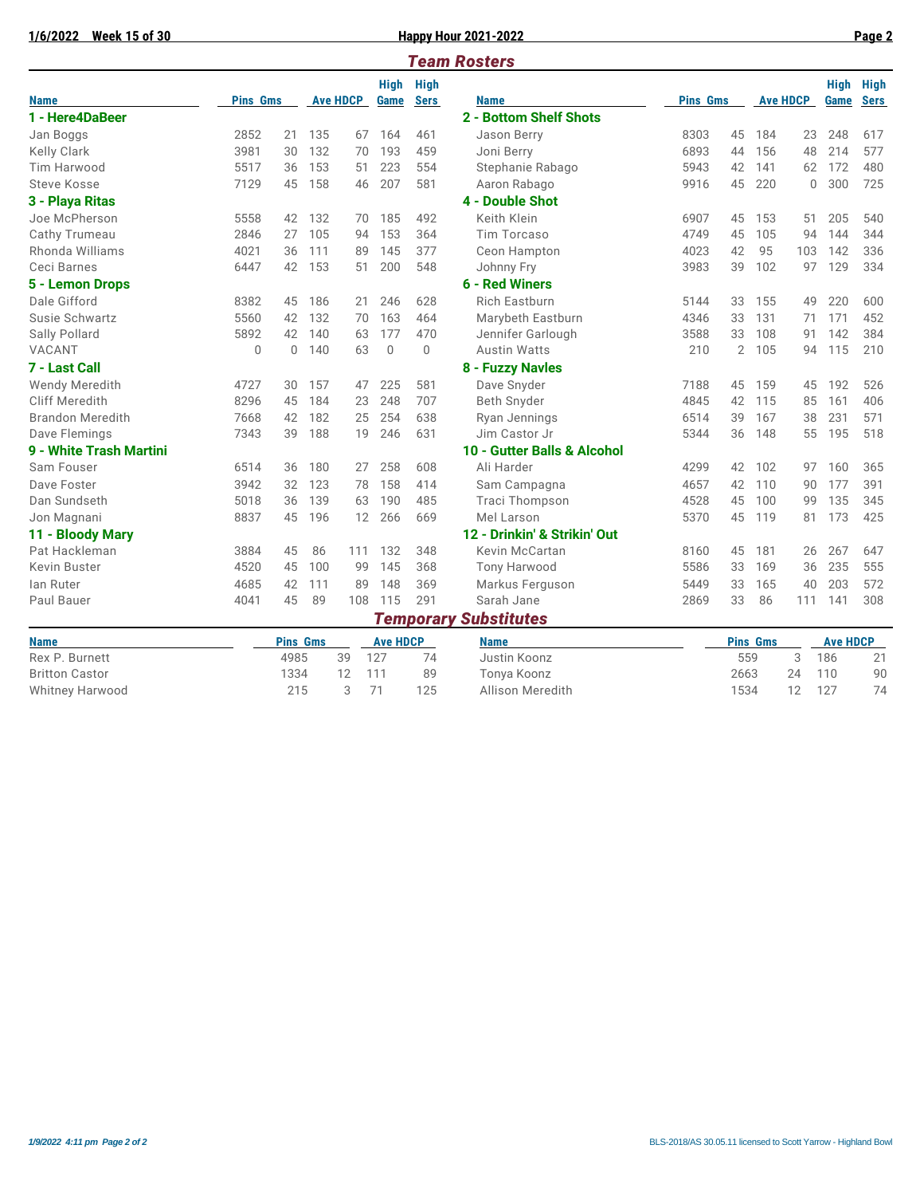## Team Rosters

| Name | Pins | Gms | Ave | HDCP | High Game | High Sers |
|---|---|---|---|---|---|---|
| **1 - Here4DaBeer** | | | | | | |
| Jan Boggs | 2852 | 21 | 135 | 67 | 164 | 461 |
| Kelly Clark | 3981 | 30 | 132 | 70 | 193 | 459 |
| Tim Harwood | 5517 | 36 | 153 | 51 | 223 | 554 |
| Steve Kosse | 7129 | 45 | 158 | 46 | 207 | 581 |
| **2 - Bottom Shelf Shots** | | | | | | |
| Jason Berry | 8303 | 45 | 184 | 23 | 248 | 617 |
| Joni Berry | 6893 | 44 | 156 | 48 | 214 | 577 |
| Stephanie Rabago | 5943 | 42 | 141 | 62 | 172 | 480 |
| Aaron Rabago | 9916 | 45 | 220 | 0 | 300 | 725 |
| **3 - Playa Ritas** | | | | | | |
| Joe McPherson | 5558 | 42 | 132 | 70 | 185 | 492 |
| Cathy Trumeau | 2846 | 27 | 105 | 94 | 153 | 364 |
| Rhonda Williams | 4021 | 36 | 111 | 89 | 145 | 377 |
| Ceci Barnes | 6447 | 42 | 153 | 51 | 200 | 548 |
| **4 - Double Shot** | | | | | | |
| Keith Klein | 6907 | 45 | 153 | 51 | 205 | 540 |
| Tim Torcaso | 4749 | 45 | 105 | 94 | 144 | 344 |
| Ceon Hampton | 4023 | 42 | 95 | 103 | 142 | 336 |
| Johnny Fry | 3983 | 39 | 102 | 97 | 129 | 334 |
| **5 - Lemon Drops** | | | | | | |
| Dale Gifford | 8382 | 45 | 186 | 21 | 246 | 628 |
| Susie Schwartz | 5560 | 42 | 132 | 70 | 163 | 464 |
| Sally Pollard | 5892 | 42 | 140 | 63 | 177 | 470 |
| VACANT | 0 | 0 | 140 | 63 | 0 | 0 |
| **6 - Red Winers** | | | | | | |
| Rich Eastburn | 5144 | 33 | 155 | 49 | 220 | 600 |
| Marybeth Eastburn | 4346 | 33 | 131 | 71 | 171 | 452 |
| Jennifer Garlough | 3588 | 33 | 108 | 91 | 142 | 384 |
| Austin Watts | 210 | 2 | 105 | 94 | 115 | 210 |
| **7 - Last Call** | | | | | | |
| Wendy Meredith | 4727 | 30 | 157 | 47 | 225 | 581 |
| Cliff Meredith | 8296 | 45 | 184 | 23 | 248 | 707 |
| Brandon Meredith | 7668 | 42 | 182 | 25 | 254 | 638 |
| Dave Flemings | 7343 | 39 | 188 | 19 | 246 | 631 |
| **8 - Fuzzy Navles** | | | | | | |
| Dave Snyder | 7188 | 45 | 159 | 45 | 192 | 526 |
| Beth Snyder | 4845 | 42 | 115 | 85 | 161 | 406 |
| Ryan Jennings | 6514 | 39 | 167 | 38 | 231 | 571 |
| Jim Castor Jr | 5344 | 36 | 148 | 55 | 195 | 518 |
| **9 - White Trash Martini** | | | | | | |
| Sam Fouser | 6514 | 36 | 180 | 27 | 258 | 608 |
| Dave Foster | 3942 | 32 | 123 | 78 | 158 | 414 |
| Dan Sundseth | 5018 | 36 | 139 | 63 | 190 | 485 |
| Jon Magnani | 8837 | 45 | 196 | 12 | 266 | 669 |
| **10 - Gutter Balls & Alcohol** | | | | | | |
| Ali Harder | 4299 | 42 | 102 | 97 | 160 | 365 |
| Sam Campagna | 4657 | 42 | 110 | 90 | 177 | 391 |
| Traci Thompson | 4528 | 45 | 100 | 99 | 135 | 345 |
| Mel Larson | 5370 | 45 | 119 | 81 | 173 | 425 |
| **11 - Bloody Mary** | | | | | | |
| Pat Hackleman | 3884 | 45 | 86 | 111 | 132 | 348 |
| Kevin Buster | 4520 | 45 | 100 | 99 | 145 | 368 |
| Ian Ruter | 4685 | 42 | 111 | 89 | 148 | 369 |
| Paul Bauer | 4041 | 45 | 89 | 108 | 115 | 291 |
| **12 - Drinkin' & Strikin' Out** | | | | | | |
| Kevin McCartan | 8160 | 45 | 181 | 26 | 267 | 647 |
| Tony Harwood | 5586 | 33 | 169 | 36 | 235 | 555 |
| Markus Ferguson | 5449 | 33 | 165 | 40 | 203 | 572 |
| Sarah Jane | 2869 | 33 | 86 | 111 | 141 | 308 |

## Temporary Substitutes

| Name | Pins | Gms | Ave | HDCP |
|---|---|---|---|---|
| Rex P. Burnett | 4985 | 39 | 127 | 74 |
| Britton Castor | 1334 | 12 | 111 | 89 |
| Whitney Harwood | 215 | 3 | 71 | 125 |
| Justin Koonz | 559 | 3 | 186 | 21 |
| Tonya Koonz | 2663 | 24 | 110 | 90 |
| Allison Meredith | 1534 | 12 | 127 | 74 |